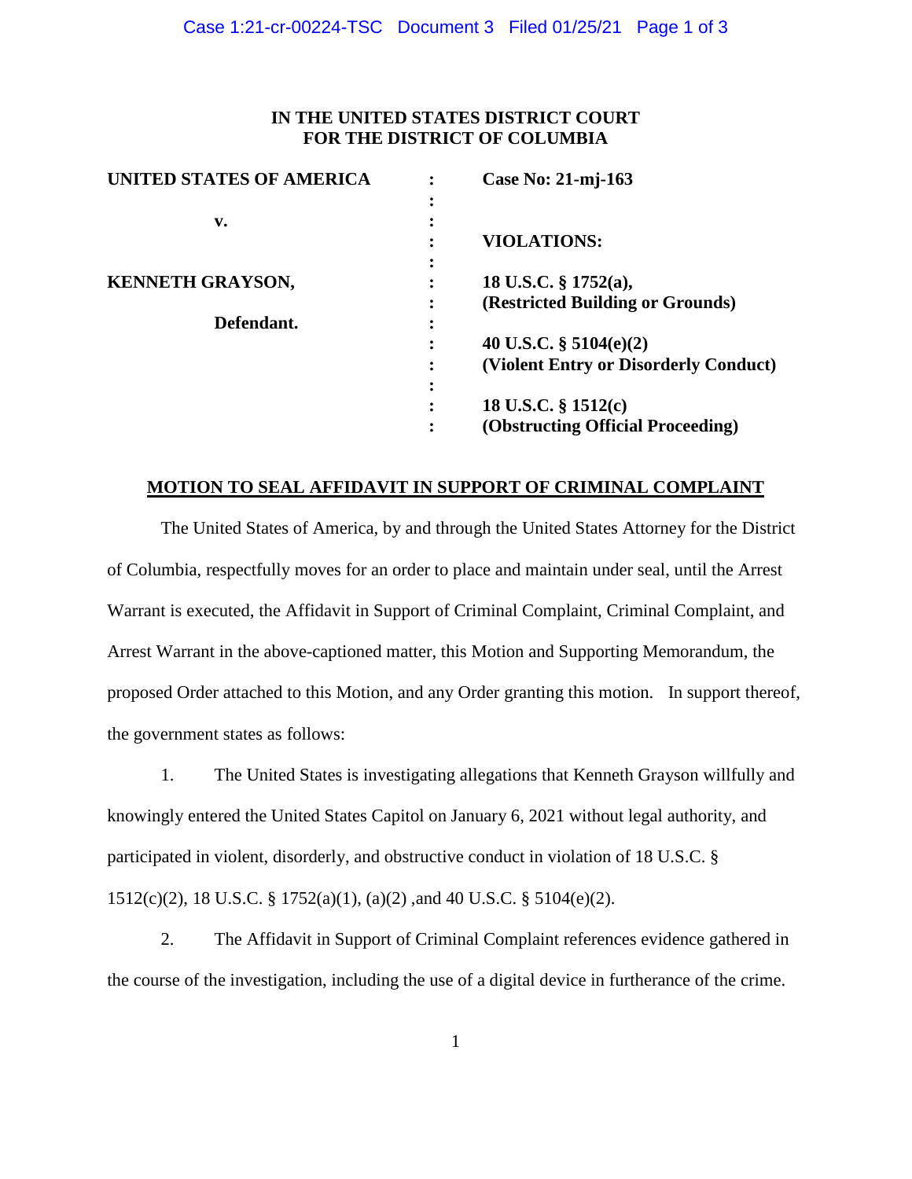**IN THE UNITED STATES DISTRICT COURT**
**FOR THE DISTRICT OF COLUMBIA**

| | | |
|---|---|---|
| **UNITED STATES OF AMERICA** | : | **Case No: 21-mj-163** |
| | : | |
| **v.** | : | |
| | : | **VIOLATIONS:** |
| | : | |
| **KENNETH GRAYSON,** | : | **18 U.S.C. § 1752(a),** |
| | : | **(Restricted Building or Grounds)** |
| **Defendant.** | : | |
| | : | **40 U.S.C. § 5104(e)(2)** |
| | : | **(Violent Entry or Disorderly Conduct)** |
| | : | |
| | : | **18 U.S.C. § 1512(c)** |
| | : | **(Obstructing Official Proceeding)** |

## MOTION TO SEAL AFFIDAVIT IN SUPPORT OF CRIMINAL COMPLAINT

The United States of America, by and through the United States Attorney for the District of Columbia, respectfully moves for an order to place and maintain under seal, until the Arrest Warrant is executed, the Affidavit in Support of Criminal Complaint, Criminal Complaint, and Arrest Warrant in the above-captioned matter, this Motion and Supporting Memorandum, the proposed Order attached to this Motion, and any Order granting this motion. In support thereof, the government states as follows:

1. The United States is investigating allegations that Kenneth Grayson willfully and knowingly entered the United States Capitol on January 6, 2021 without legal authority, and participated in violent, disorderly, and obstructive conduct in violation of 18 U.S.C. § 1512(c)(2), 18 U.S.C. § 1752(a)(1), (a)(2) ,and 40 U.S.C. § 5104(e)(2).

2. The Affidavit in Support of Criminal Complaint references evidence gathered in the course of the investigation, including the use of a digital device in furtherance of the crime.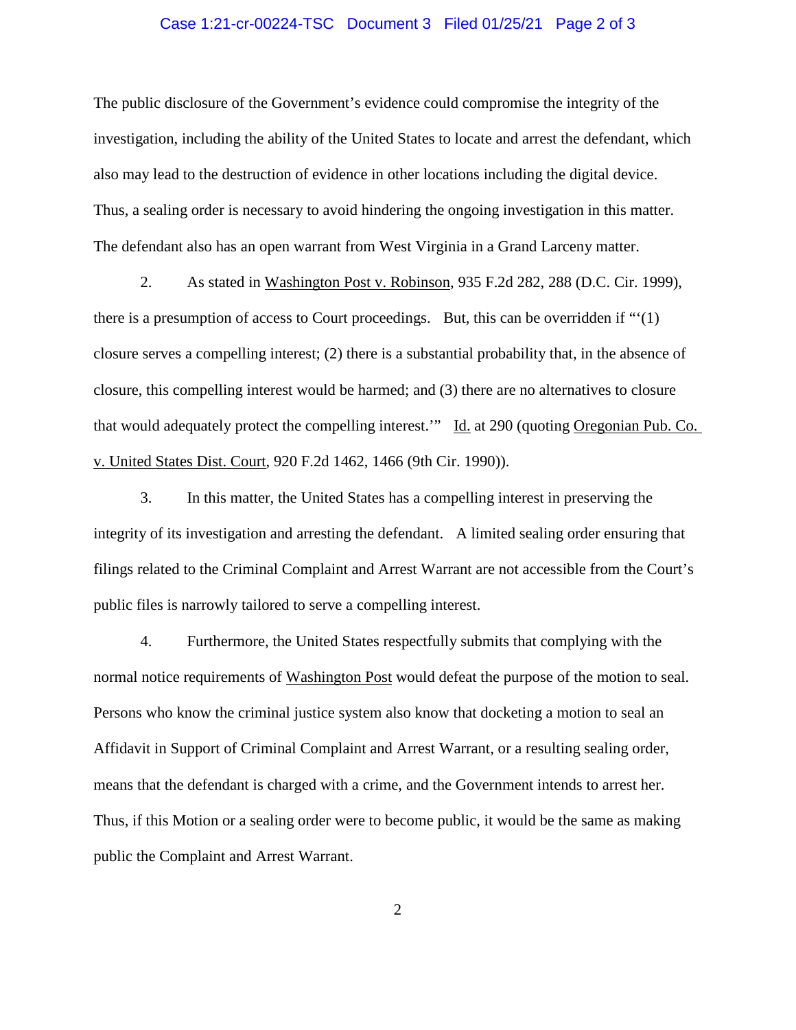The public disclosure of the Government's evidence could compromise the integrity of the investigation, including the ability of the United States to locate and arrest the defendant, which also may lead to the destruction of evidence in other locations including the digital device. Thus, a sealing order is necessary to avoid hindering the ongoing investigation in this matter. The defendant also has an open warrant from West Virginia in a Grand Larceny matter.

2. As stated in Washington Post v. Robinson, 935 F.2d 282, 288 (D.C. Cir. 1999), there is a presumption of access to Court proceedings. But, this can be overridden if "'(1) closure serves a compelling interest; (2) there is a substantial probability that, in the absence of closure, this compelling interest would be harmed; and (3) there are no alternatives to closure that would adequately protect the compelling interest.'" Id. at 290 (quoting Oregonian Pub. Co. v. United States Dist. Court, 920 F.2d 1462, 1466 (9th Cir. 1990)).

3. In this matter, the United States has a compelling interest in preserving the integrity of its investigation and arresting the defendant. A limited sealing order ensuring that filings related to the Criminal Complaint and Arrest Warrant are not accessible from the Court's public files is narrowly tailored to serve a compelling interest.

4. Furthermore, the United States respectfully submits that complying with the normal notice requirements of Washington Post would defeat the purpose of the motion to seal. Persons who know the criminal justice system also know that docketing a motion to seal an Affidavit in Support of Criminal Complaint and Arrest Warrant, or a resulting sealing order, means that the defendant is charged with a crime, and the Government intends to arrest her. Thus, if this Motion or a sealing order were to become public, it would be the same as making public the Complaint and Arrest Warrant.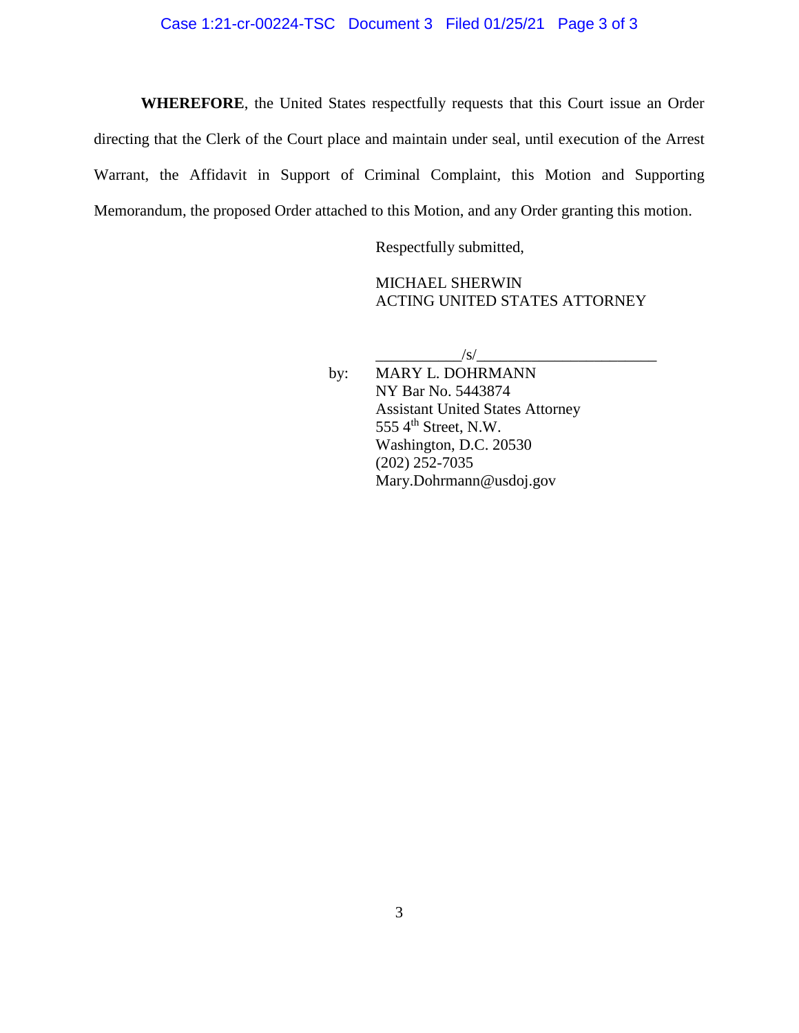**WHEREFORE**, the United States respectfully requests that this Court issue an Order directing that the Clerk of the Court place and maintain under seal, until execution of the Arrest Warrant, the Affidavit in Support of Criminal Complaint, this Motion and Supporting Memorandum, the proposed Order attached to this Motion, and any Order granting this motion.

Respectfully submitted,

MICHAEL SHERWIN
ACTING UNITED STATES ATTORNEY

\_\_\_\_\_\_\_\_\_\_\_/s/\_\_\_\_\_\_\_\_\_\_\_\_\_\_\_\_\_\_\_\_\_\_\_

by: MARY L. DOHRMANN
NY Bar No. 5443874
Assistant United States Attorney
555 4th Street, N.W.
Washington, D.C. 20530
(202) 252-7035
Mary.Dohrmann@usdoj.gov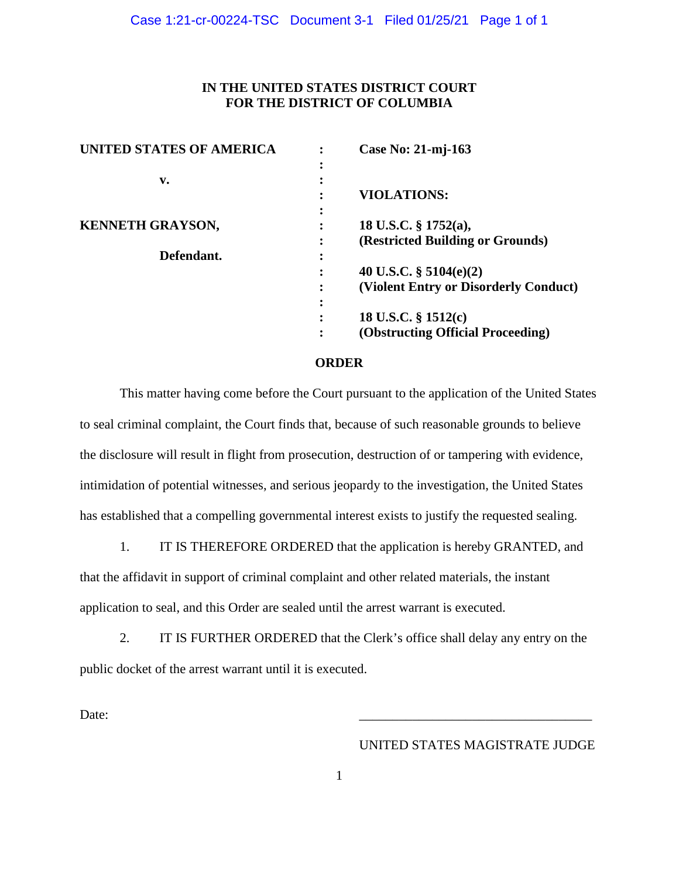**IN THE UNITED STATES DISTRICT COURT**
**FOR THE DISTRICT OF COLUMBIA**

| | | |
|---|---|---|
| **UNITED STATES OF AMERICA** | : | **Case No: 21-mj-163** |
| **v.** | : | |
| | : | **VIOLATIONS:** |
| **KENNETH GRAYSON,** | : | **18 U.S.C. § 1752(a), (Restricted Building or Grounds)** |
| **Defendant.** | : | **40 U.S.C. § 5104(e)(2) (Violent Entry or Disorderly Conduct)** |
| | : | **18 U.S.C. § 1512(c) (Obstructing Official Proceeding)** |

**ORDER**

This matter having come before the Court pursuant to the application of the United States to seal criminal complaint, the Court finds that, because of such reasonable grounds to believe the disclosure will result in flight from prosecution, destruction of or tampering with evidence, intimidation of potential witnesses, and serious jeopardy to the investigation, the United States has established that a compelling governmental interest exists to justify the requested sealing.

1. IT IS THEREFORE ORDERED that the application is hereby GRANTED, and that the affidavit in support of criminal complaint and other related materials, the instant application to seal, and this Order are sealed until the arrest warrant is executed.

2. IT IS FURTHER ORDERED that the Clerk's office shall delay any entry on the public docket of the arrest warrant until it is executed.

Date: ____________________________________

UNITED STATES MAGISTRATE JUDGE